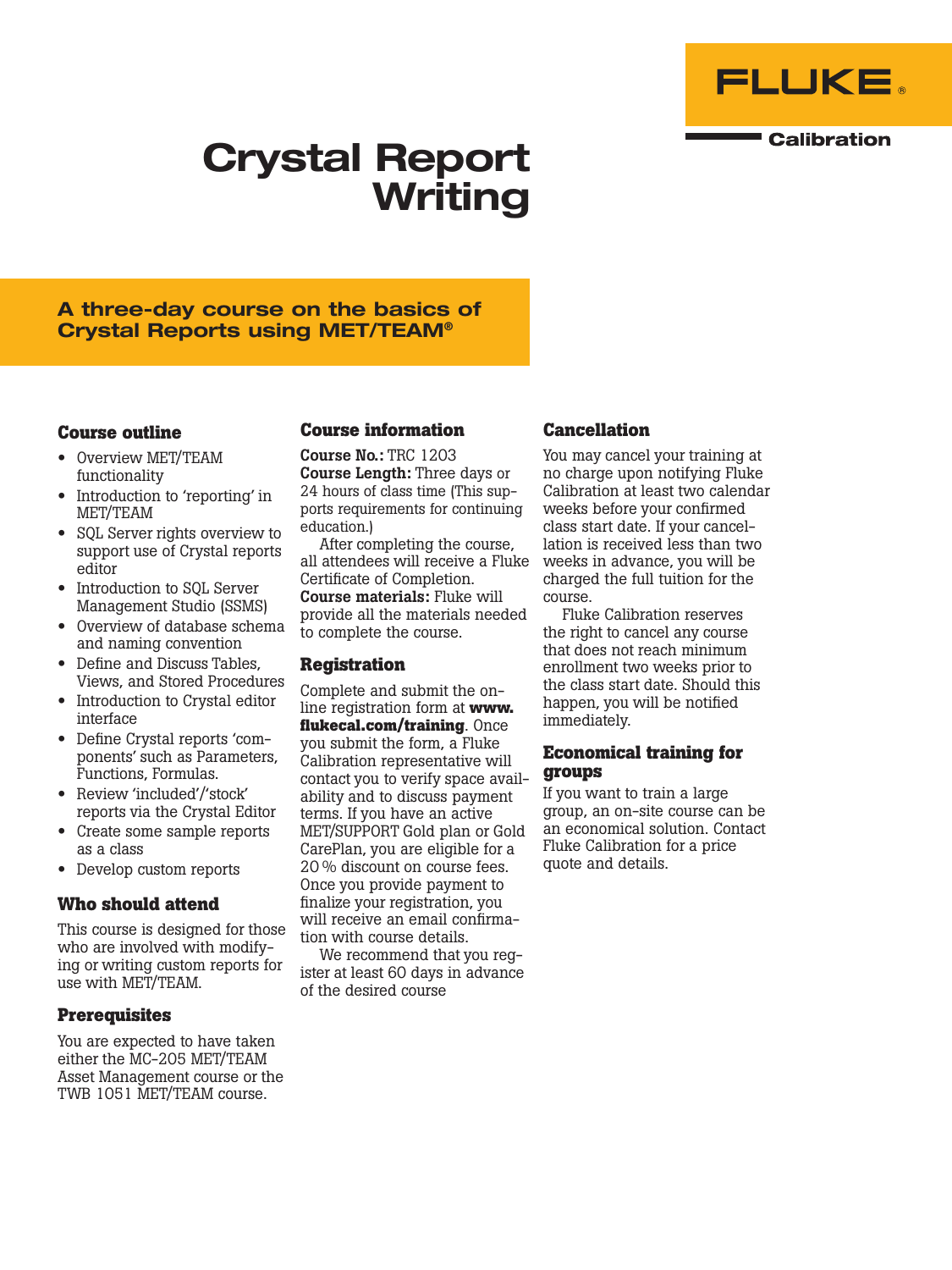FLUKE®

Calibration

# Crystal Report Writing

## A three-day course on the basics of Crystal Reports using MET/TEAM®

### Course outline

- Overview MET/TEAM functionality
- Introduction to 'reporting' in MET/TEAM
- SQL Server rights overview to support use of Crystal reports editor
- Introduction to SQL Server Management Studio (SSMS)
- Overview of database schema and naming convention
- Define and Discuss Tables, Views, and Stored Procedures
- Introduction to Crystal editor interface
- Define Crystal reports 'components' such as Parameters, Functions, Formulas.
- Review 'included'/'stock' reports via the Crystal Editor
- Create some sample reports as a class
- Develop custom reports

### Who should attend

This course is designed for those who are involved with modifying or writing custom reports for use with MET/TEAM.

### Prerequisites

You are expected to have taken either the MC-205 MET/TEAM Asset Management course or the TWB 1051 MET/TEAM course.

### Course information

**Course No.:** TRC 1203
**Course Length:** Three days or 24 hours of class time (This supports requirements for continuing education.)

After completing the course, all attendees will receive a Fluke Certificate of Completion.
**Course materials:** Fluke will provide all the materials needed to complete the course.

### Registration

Complete and submit the on-line registration form at **www.flukecal.com/training**. Once you submit the form, a Fluke Calibration representative will contact you to verify space availability and to discuss payment terms. If you have an active MET/SUPPORT Gold plan or Gold CarePlan, you are eligible for a 20 % discount on course fees. Once you provide payment to finalize your registration, you will receive an email confirmation with course details.

We recommend that you register at least 60 days in advance of the desired course

### Cancellation

You may cancel your training at no charge upon notifying Fluke Calibration at least two calendar weeks before your confirmed class start date. If your cancellation is received less than two weeks in advance, you will be charged the full tuition for the course.

Fluke Calibration reserves the right to cancel any course that does not reach minimum enrollment two weeks prior to the class start date. Should this happen, you will be notified immediately.

### Economical training for groups

If you want to train a large group, an on-site course can be an economical solution. Contact Fluke Calibration for a price quote and details.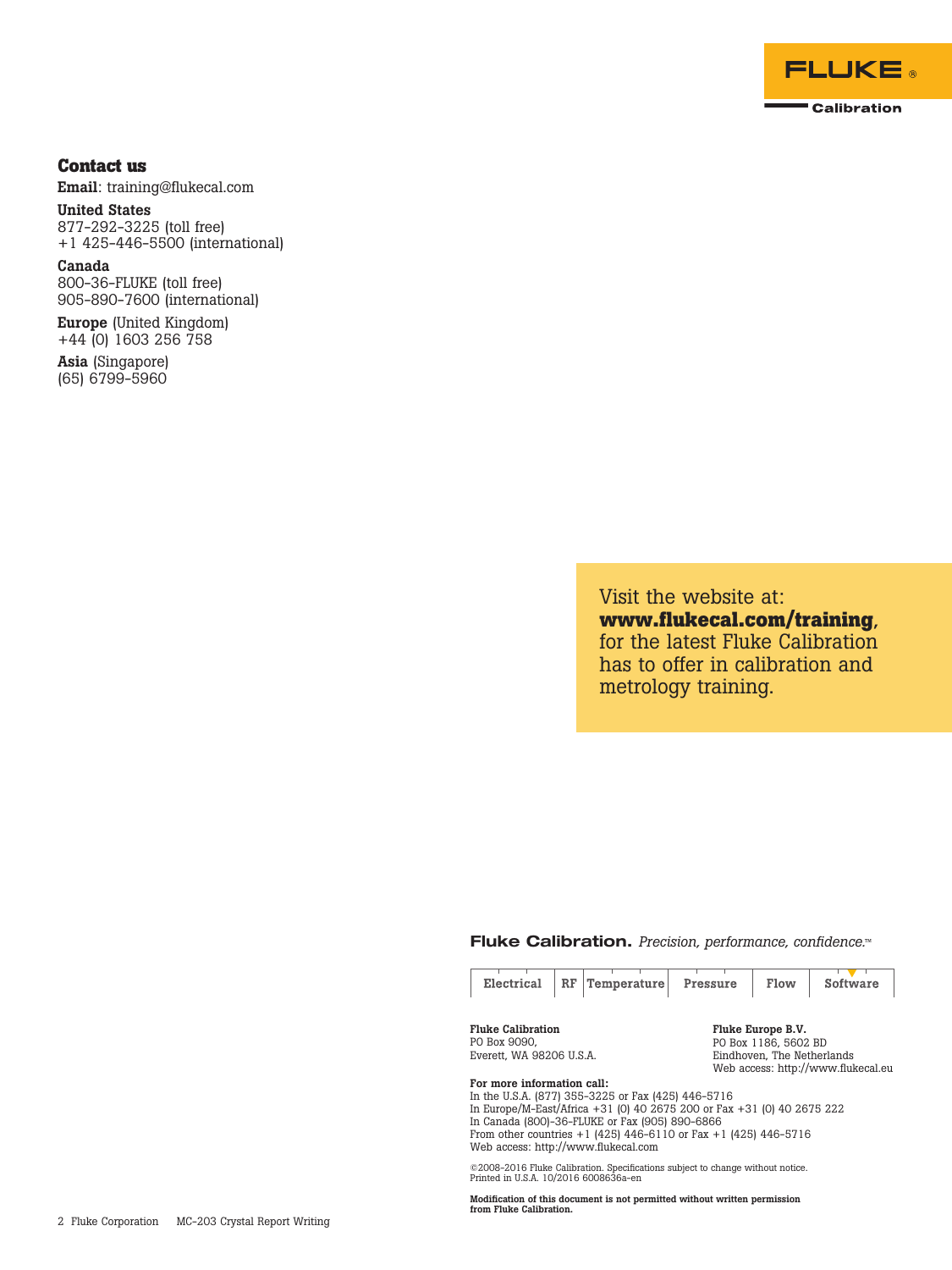FLUKE ®

Calibration

## Contact us

**Email**: training@flukecal.com

**United States**
877-292-3225 (toll free)
+1 425-446-5500 (international)

**Canada**
800-36-FLUKE (toll free)
905-890-7600 (international)

**Europe** (United Kingdom)
+44 (0) 1603 256 758

**Asia** (Singapore)
(65) 6799-5960

Visit the website at:
**www.flukecal.com/training**,
for the latest Fluke Calibration has to offer in calibration and metrology training.

**Fluke Calibration.** *Precision, performance, confidence.*™

Electrical | RF | Temperature | Pressure | Flow | Software

**Fluke Calibration**
PO Box 9090,
Everett, WA 98206 U.S.A.

**Fluke Europe B.V.**
PO Box 1186, 5602 BD
Eindhoven, The Netherlands
Web access: http://www.flukecal.eu

**For more information call:**
In the U.S.A. (877) 355-3225 or Fax (425) 446-5716
In Europe/M-East/Africa +31 (0) 40 2675 200 or Fax +31 (0) 40 2675 222
In Canada (800)-36-FLUKE or Fax (905) 890-6866
From other countries +1 (425) 446-6110 or Fax +1 (425) 446-5716
Web access: http://www.flukecal.com

©2008-2016 Fluke Calibration. Specifications subject to change without notice.
Printed in U.S.A. 10/2016 6008636a-en

**Modification of this document is not permitted without written permission from Fluke Calibration.**